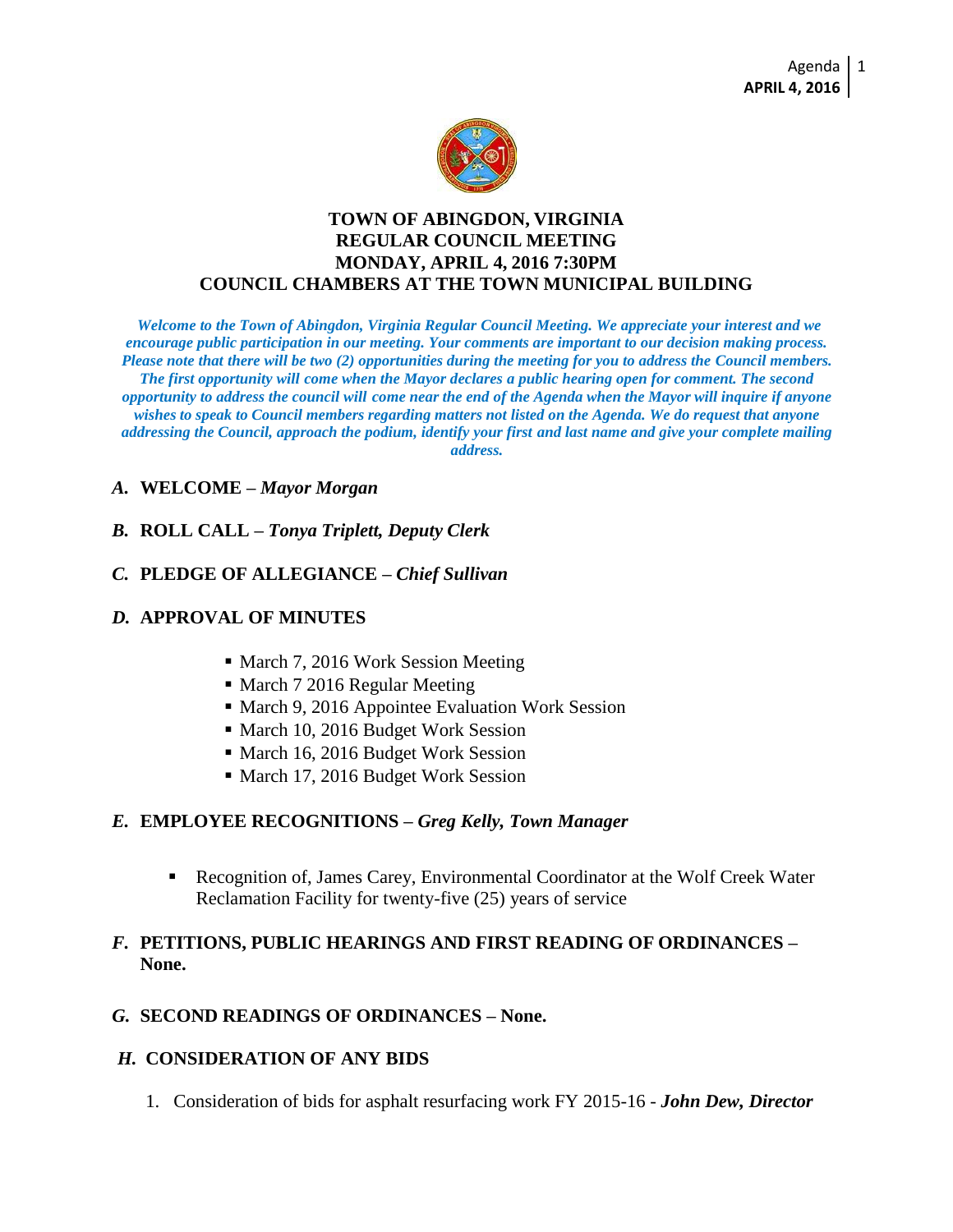# TOWN OF ABINGDON, VIRGINIA
# REGULAR COUNCIL MEETING
# MONDAY, APRIL 4, 2016 7:30PM
# COUNCIL CHAMBERS AT THE TOWN MUNICIPAL BUILDING

***Welcome to the Town of Abingdon, Virginia Regular Council Meeting. We appreciate your interest and we encourage public participation in our meeting. Your comments are important to our decision making process. Please note that there will be two (2) opportunities during the meeting for you to address the Council members. The first opportunity will come when the Mayor declares a public hearing open for comment. The second opportunity to address the council will come near the end of the Agenda when the Mayor will inquire if anyone wishes to speak to Council members regarding matters not listed on the Agenda. We do request that anyone addressing the Council, approach the podium, identify your first and last name and give your complete mailing address.***

***A.*** **WELCOME –** ***Mayor Morgan***

***B.*** **ROLL CALL –** ***Tonya Triplett, Deputy Clerk***

***C.*** **PLEDGE OF ALLEGIANCE –** ***Chief Sullivan***

***D.*** **APPROVAL OF MINUTES**

- March 7, 2016 Work Session Meeting
- March 7 2016 Regular Meeting
- March 9, 2016 Appointee Evaluation Work Session
- March 10, 2016 Budget Work Session
- March 16, 2016 Budget Work Session
- March 17, 2016 Budget Work Session

***E.*** **EMPLOYEE RECOGNITIONS –** ***Greg Kelly, Town Manager***

- Recognition of, James Carey, Environmental Coordinator at the Wolf Creek Water Reclamation Facility for twenty-five (25) years of service

***F.*** **PETITIONS, PUBLIC HEARINGS AND FIRST READING OF ORDINANCES – None.**

***G.*** **SECOND READINGS OF ORDINANCES – None.**

***H.*** **CONSIDERATION OF ANY BIDS**

1. Consideration of bids for asphalt resurfacing work FY 2015-16 - ***John Dew, Director***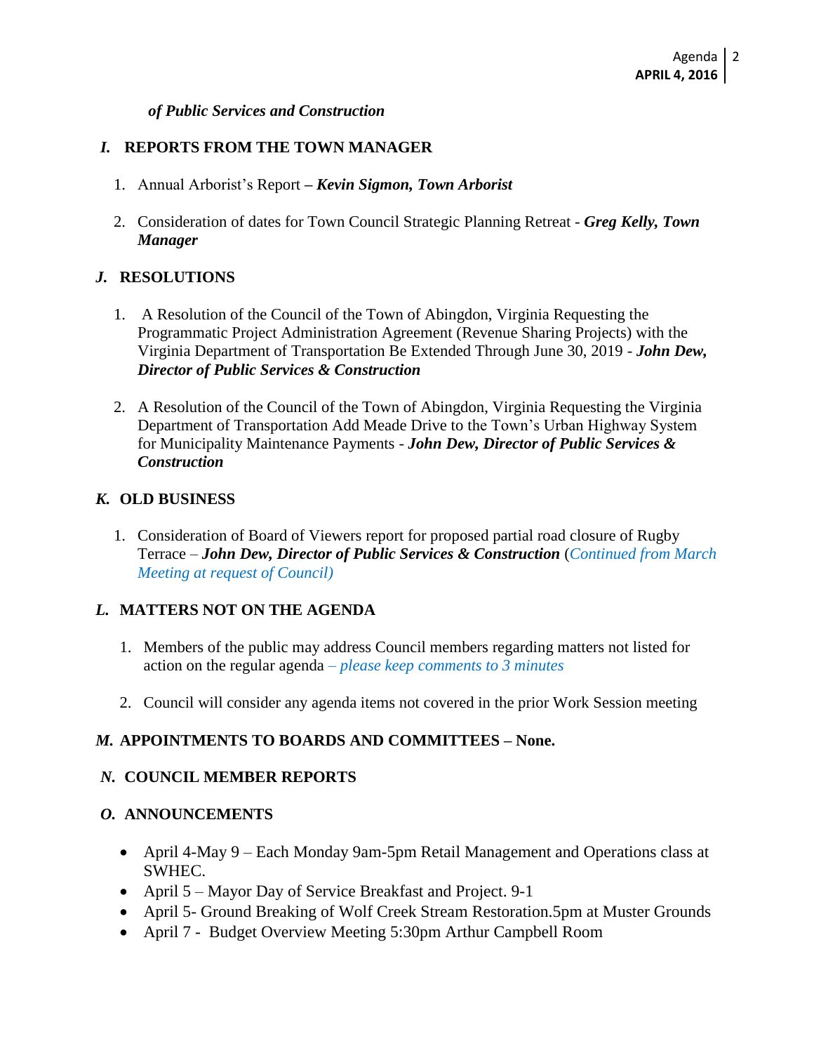*of Public Services and Construction*

## *I.* REPORTS FROM THE TOWN MANAGER

1. Annual Arborist's Report **– *Kevin Sigmon, Town Arborist***

2. Consideration of dates for Town Council Strategic Planning Retreat - ***Greg Kelly, Town Manager***

## *J.* RESOLUTIONS

1. A Resolution of the Council of the Town of Abingdon, Virginia Requesting the Programmatic Project Administration Agreement (Revenue Sharing Projects) with the Virginia Department of Transportation Be Extended Through June 30, 2019 - ***John Dew, Director of Public Services & Construction***

2. A Resolution of the Council of the Town of Abingdon, Virginia Requesting the Virginia Department of Transportation Add Meade Drive to the Town's Urban Highway System for Municipality Maintenance Payments - ***John Dew, Director of Public Services & Construction***

## *K.* OLD BUSINESS

1. Consideration of Board of Viewers report for proposed partial road closure of Rugby Terrace – ***John Dew, Director of Public Services & Construction*** (*Continued from March Meeting at request of Council)*

## *L.* MATTERS NOT ON THE AGENDA

1. Members of the public may address Council members regarding matters not listed for action on the regular agenda *– please keep comments to 3 minutes*

2. Council will consider any agenda items not covered in the prior Work Session meeting

## *M.* APPOINTMENTS TO BOARDS AND COMMITTEES – None.

## *N.* COUNCIL MEMBER REPORTS

## *O.* ANNOUNCEMENTS

- April 4-May 9 – Each Monday 9am-5pm Retail Management and Operations class at SWHEC.
- April 5 – Mayor Day of Service Breakfast and Project. 9-1
- April 5- Ground Breaking of Wolf Creek Stream Restoration.5pm at Muster Grounds
- April 7 - Budget Overview Meeting 5:30pm Arthur Campbell Room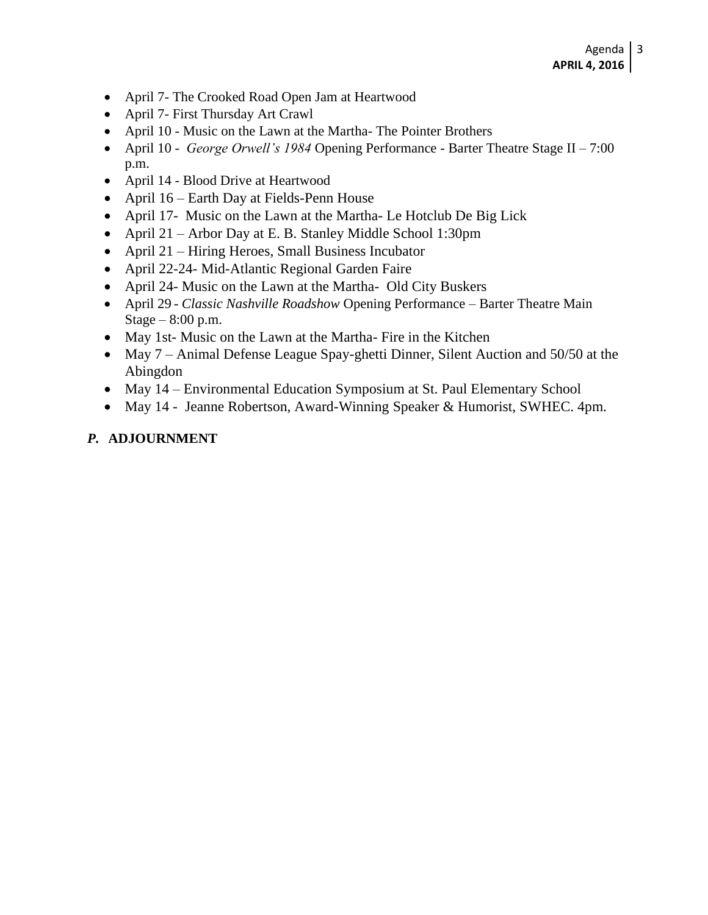- April 7- The Crooked Road Open Jam at Heartwood
- April 7- First Thursday Art Crawl
- April 10 - Music on the Lawn at the Martha- The Pointer Brothers
- April 10 - *George Orwell's 1984* Opening Performance - Barter Theatre Stage II – 7:00 p.m.
- April 14 - Blood Drive at Heartwood
- April 16 – Earth Day at Fields-Penn House
- April 17- Music on the Lawn at the Martha- Le Hotclub De Big Lick
- April 21 – Arbor Day at E. B. Stanley Middle School 1:30pm
- April 21 – Hiring Heroes, Small Business Incubator
- April 22-24- Mid-Atlantic Regional Garden Faire
- April 24- Music on the Lawn at the Martha- Old City Buskers
- April 29 - *Classic Nashville Roadshow* Opening Performance – Barter Theatre Main Stage – 8:00 p.m.
- May 1st- Music on the Lawn at the Martha- Fire in the Kitchen
- May 7 – Animal Defense League Spay-ghetti Dinner, Silent Auction and 50/50 at the Abingdon
- May 14 – Environmental Education Symposium at St. Paul Elementary School
- May 14 - Jeanne Robertson, Award-Winning Speaker & Humorist, SWHEC. 4pm.

## *P.* ADJOURNMENT